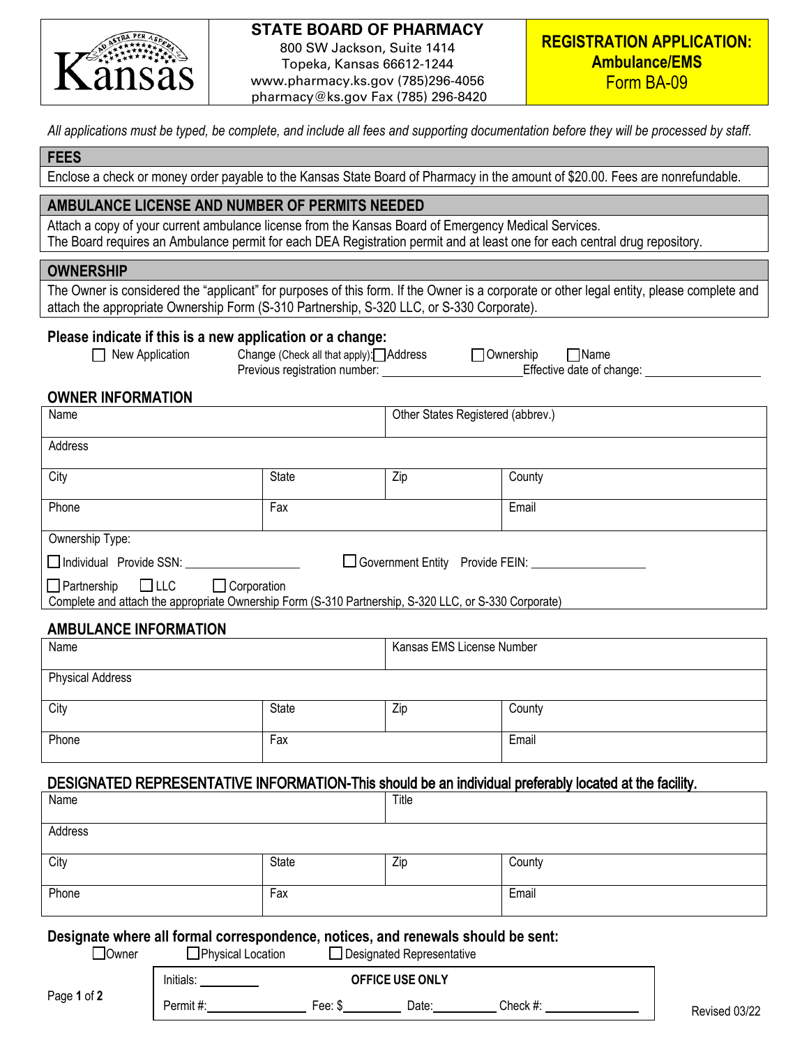**Kansas**

**STATE BOARD OF PHARMACY**
800 SW Jackson, Suite 1414
Topeka, Kansas 66612-1244
www.pharmacy.ks.gov (785)296-4056
pharmacy@ks.gov Fax (785) 296-8420

**REGISTRATION APPLICATION: Ambulance/EMS**
Form BA-09

*All applications must be typed, be complete, and include all fees and supporting documentation before they will be processed by staff.*

## FEES

Enclose a check or money order payable to the Kansas State Board of Pharmacy in the amount of $20.00. Fees are nonrefundable.

## AMBULANCE LICENSE AND NUMBER OF PERMITS NEEDED

Attach a copy of your current ambulance license from the Kansas Board of Emergency Medical Services.
The Board requires an Ambulance permit for each DEA Registration permit and at least one for each central drug repository.

## OWNERSHIP

The Owner is considered the "applicant" for purposes of this form. If the Owner is a corporate or other legal entity, please complete and attach the appropriate Ownership Form (S-310 Partnership, S-320 LLC, or S-330 Corporate).

**Please indicate if this is a new application or a change:**

☐ New Application    Change (Check all that apply): ☐ Address    ☐ Ownership    ☐ Name
Previous registration number: ____________________ Effective date of change: ____________________

## OWNER INFORMATION

| Name | | Other States Registered (abbrev.) | |
|---|---|---|---|
| Address | | | |
| City | State | Zip | County |
| Phone | Fax | | Email |

Ownership Type:

☐ Individual Provide SSN: __________________    ☐ Government Entity Provide FEIN: __________________

☐ Partnership ☐ LLC ☐ Corporation
Complete and attach the appropriate Ownership Form (S-310 Partnership, S-320 LLC, or S-330 Corporate)

## AMBULANCE INFORMATION

| Name | | Kansas EMS License Number | |
|---|---|---|---|
| Physical Address | | | |
| City | State | Zip | County |
| Phone | Fax | | Email |

## DESIGNATED REPRESENTATIVE INFORMATION-This should be an individual preferably located at the facility.

| Name | | Title | |
|---|---|---|---|
| Address | | | |
| City | State | Zip | County |
| Phone | Fax | | Email |

**Designate where all formal correspondence, notices, and renewals should be sent:**

☐ Owner    ☐ Physical Location    ☐ Designated Representative

| Initials: __________ | **OFFICE USE ONLY** | | |
|---|---|---|---|
| Permit #: ______________ | Fee: $ ________ | Date: __________ | Check #: ______________ |

Revised 03/22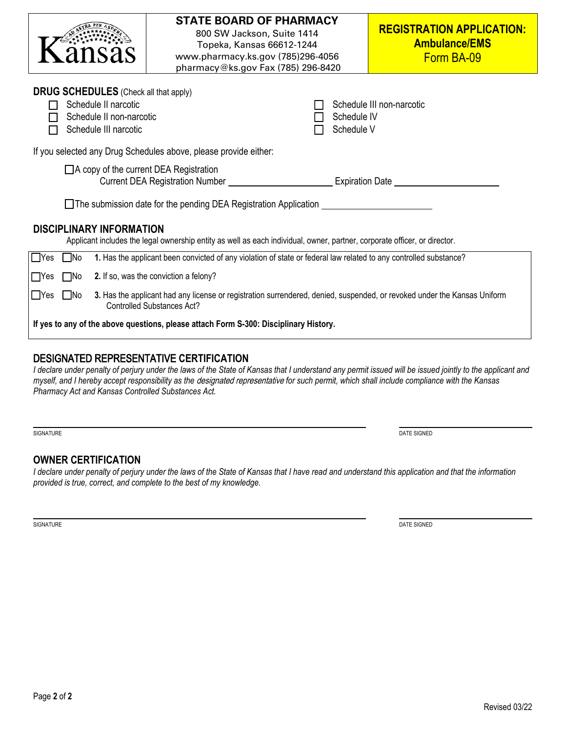Kansas

**STATE BOARD OF PHARMACY**
800 SW Jackson, Suite 1414
Topeka, Kansas 66612-1244
www.pharmacy.ks.gov (785)296-4056
pharmacy@ks.gov Fax (785) 296-8420

**REGISTRATION APPLICATION: Ambulance/EMS**
Form BA-09

## DRUG SCHEDULES (Check all that apply)

- ☐ Schedule II narcotic
- ☐ Schedule II non-narcotic
- ☐ Schedule III narcotic
- ☐ Schedule III non-narcotic
- ☐ Schedule IV
- ☐ Schedule V

If you selected any Drug Schedules above, please provide either:

☐ A copy of the current DEA Registration
Current DEA Registration Number ____________________ Expiration Date ____________________

☐ The submission date for the pending DEA Registration Application ____________________

## DISCIPLINARY INFORMATION

Applicant includes the legal ownership entity as well as each individual, owner, partner, corporate officer, or director.

☐ Yes ☐ No **1.** Has the applicant been convicted of any violation of state or federal law related to any controlled substance?

☐ Yes ☐ No **2.** If so, was the conviction a felony?

☐ Yes ☐ No **3.** Has the applicant had any license or registration surrendered, denied, suspended, or revoked under the Kansas Uniform Controlled Substances Act?

**If yes to any of the above questions, please attach Form S-300: Disciplinary History.**

## DESIGNATED REPRESENTATIVE CERTIFICATION

*I declare under penalty of perjury under the laws of the State of Kansas that I understand any permit issued will be issued jointly to the applicant and myself, and I hereby accept responsibility as the designated representative for such permit, which shall include compliance with the Kansas Pharmacy Act and Kansas Controlled Substances Act.*

SIGNATURE ____________________ DATE SIGNED ____________________

## OWNER CERTIFICATION

*I declare under penalty of perjury under the laws of the State of Kansas that I have read and understand this application and that the information provided is true, correct, and complete to the best of my knowledge.*

SIGNATURE ____________________ DATE SIGNED ____________________

Revised 03/22